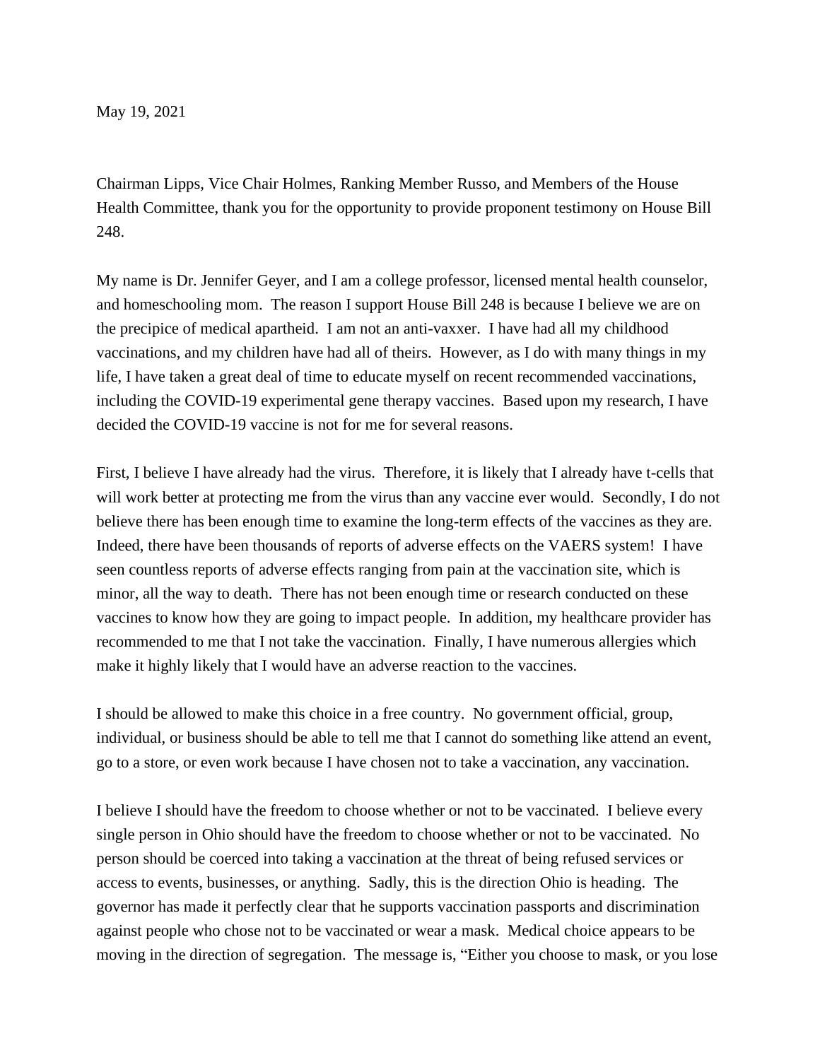May 19, 2021

Chairman Lipps, Vice Chair Holmes, Ranking Member Russo, and Members of the House Health Committee, thank you for the opportunity to provide proponent testimony on House Bill 248.

My name is Dr. Jennifer Geyer, and I am a college professor, licensed mental health counselor, and homeschooling mom. The reason I support House Bill 248 is because I believe we are on the precipice of medical apartheid. I am not an anti-vaxxer. I have had all my childhood vaccinations, and my children have had all of theirs. However, as I do with many things in my life, I have taken a great deal of time to educate myself on recent recommended vaccinations, including the COVID-19 experimental gene therapy vaccines. Based upon my research, I have decided the COVID-19 vaccine is not for me for several reasons.

First, I believe I have already had the virus. Therefore, it is likely that I already have t-cells that will work better at protecting me from the virus than any vaccine ever would. Secondly, I do not believe there has been enough time to examine the long-term effects of the vaccines as they are. Indeed, there have been thousands of reports of adverse effects on the VAERS system! I have seen countless reports of adverse effects ranging from pain at the vaccination site, which is minor, all the way to death. There has not been enough time or research conducted on these vaccines to know how they are going to impact people. In addition, my healthcare provider has recommended to me that I not take the vaccination. Finally, I have numerous allergies which make it highly likely that I would have an adverse reaction to the vaccines.

I should be allowed to make this choice in a free country. No government official, group, individual, or business should be able to tell me that I cannot do something like attend an event, go to a store, or even work because I have chosen not to take a vaccination, any vaccination.

I believe I should have the freedom to choose whether or not to be vaccinated. I believe every single person in Ohio should have the freedom to choose whether or not to be vaccinated. No person should be coerced into taking a vaccination at the threat of being refused services or access to events, businesses, or anything. Sadly, this is the direction Ohio is heading. The governor has made it perfectly clear that he supports vaccination passports and discrimination against people who chose not to be vaccinated or wear a mask. Medical choice appears to be moving in the direction of segregation. The message is, "Either you choose to mask, or you lose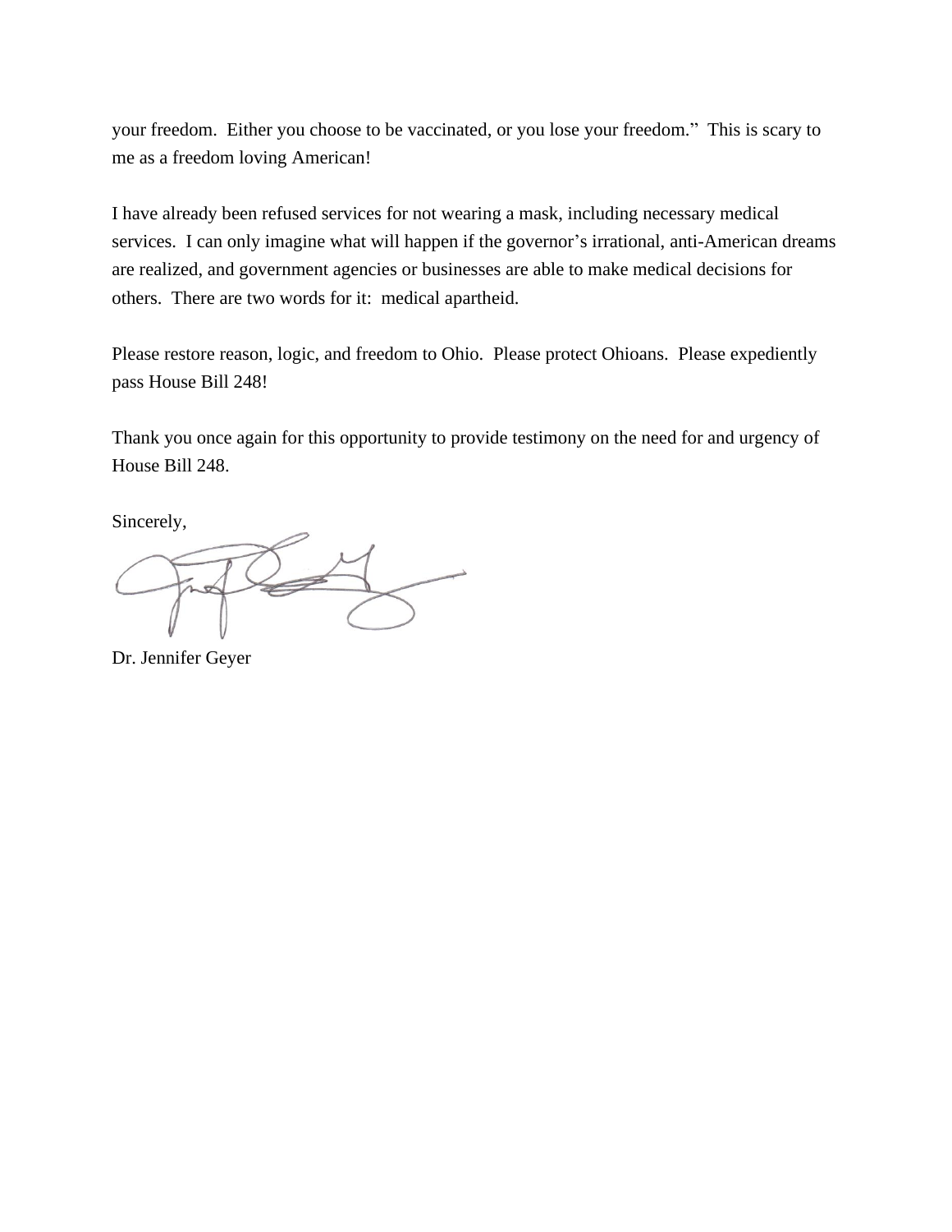your freedom. Either you choose to be vaccinated, or you lose your freedom." This is scary to me as a freedom loving American!

I have already been refused services for not wearing a mask, including necessary medical services. I can only imagine what will happen if the governor's irrational, anti-American dreams are realized, and government agencies or businesses are able to make medical decisions for others. There are two words for it: medical apartheid.

Please restore reason, logic, and freedom to Ohio. Please protect Ohioans. Please expediently pass House Bill 248!

Thank you once again for this opportunity to provide testimony on the need for and urgency of House Bill 248.

Sincerely,

Dr. Jennifer Geyer